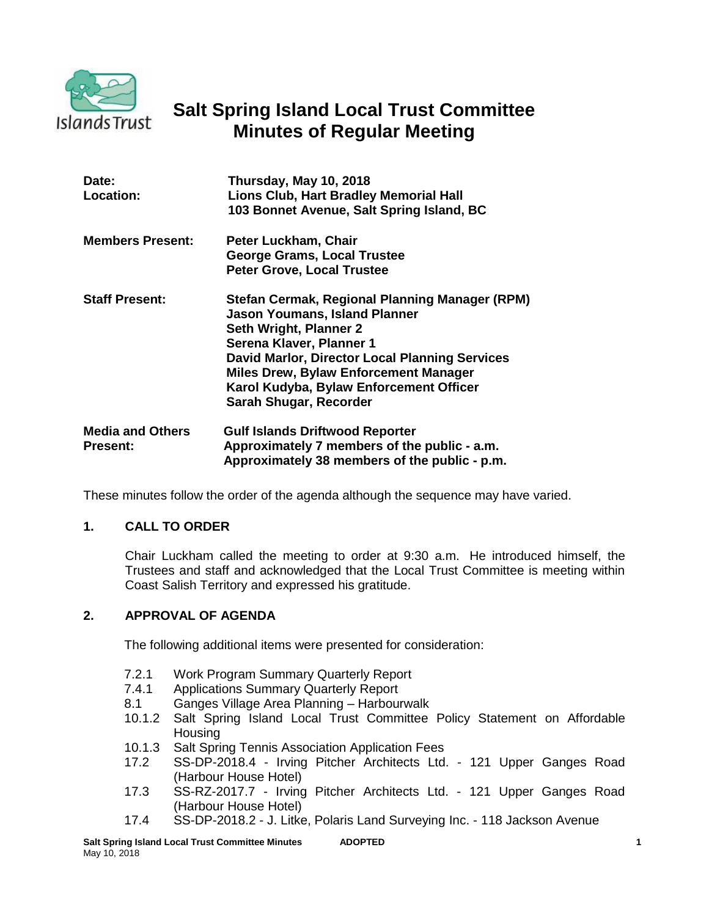# Salt Spring Island Local Trust Committee
# Minutes of Regular Meeting

| | |
|---|---|
| **Date:** | **Thursday, May 10, 2018** |
| **Location:** | **Lions Club, Hart Bradley Memorial Hall**<br>**103 Bonnet Avenue, Salt Spring Island, BC** |
| **Members Present:** | **Peter Luckham, Chair**<br>**George Grams, Local Trustee**<br>**Peter Grove, Local Trustee** |
| **Staff Present:** | **Stefan Cermak, Regional Planning Manager (RPM)**<br>**Jason Youmans, Island Planner**<br>**Seth Wright, Planner 2**<br>**Serena Klaver, Planner 1**<br>**David Marlor, Director Local Planning Services**<br>**Miles Drew, Bylaw Enforcement Manager**<br>**Karol Kudyba, Bylaw Enforcement Officer**<br>**Sarah Shugar, Recorder** |
| **Media and Others Present:** | **Gulf Islands Driftwood Reporter**<br>**Approximately 7 members of the public - a.m.**<br>**Approximately 38 members of the public - p.m.** |

These minutes follow the order of the agenda although the sequence may have varied.

## 1. CALL TO ORDER

Chair Luckham called the meeting to order at 9:30 a.m. He introduced himself, the Trustees and staff and acknowledged that the Local Trust Committee is meeting within Coast Salish Territory and expressed his gratitude.

## 2. APPROVAL OF AGENDA

The following additional items were presented for consideration:

- 7.2.1 Work Program Summary Quarterly Report
- 7.4.1 Applications Summary Quarterly Report
- 8.1 Ganges Village Area Planning – Harbourwalk
- 10.1.2 Salt Spring Island Local Trust Committee Policy Statement on Affordable Housing
- 10.1.3 Salt Spring Tennis Association Application Fees
- 17.2 SS-DP-2018.4 - Irving Pitcher Architects Ltd. - 121 Upper Ganges Road (Harbour House Hotel)
- 17.3 SS-RZ-2017.7 - Irving Pitcher Architects Ltd. - 121 Upper Ganges Road (Harbour House Hotel)
- 17.4 SS-DP-2018.2 - J. Litke, Polaris Land Surveying Inc. - 118 Jackson Avenue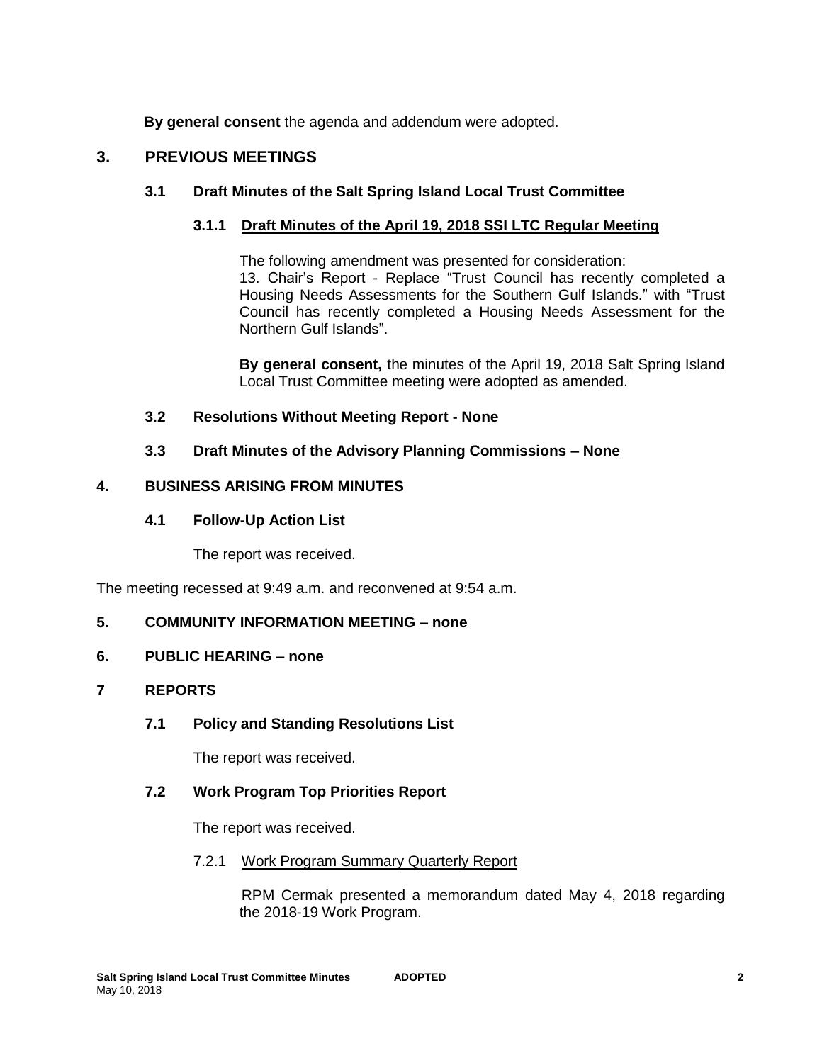**By general consent** the agenda and addendum were adopted.

## 3. PREVIOUS MEETINGS

### 3.1 Draft Minutes of the Salt Spring Island Local Trust Committee

#### 3.1.1 Draft Minutes of the April 19, 2018 SSI LTC Regular Meeting

The following amendment was presented for consideration:
13. Chair's Report - Replace "Trust Council has recently completed a Housing Needs Assessments for the Southern Gulf Islands." with "Trust Council has recently completed a Housing Needs Assessment for the Northern Gulf Islands".

**By general consent,** the minutes of the April 19, 2018 Salt Spring Island Local Trust Committee meeting were adopted as amended.

### 3.2 Resolutions Without Meeting Report - None

### 3.3 Draft Minutes of the Advisory Planning Commissions – None

## 4. BUSINESS ARISING FROM MINUTES

### 4.1 Follow-Up Action List

The report was received.

The meeting recessed at 9:49 a.m. and reconvened at 9:54 a.m.

## 5. COMMUNITY INFORMATION MEETING – none

## 6. PUBLIC HEARING – none

## 7 REPORTS

### 7.1 Policy and Standing Resolutions List

The report was received.

### 7.2 Work Program Top Priorities Report

The report was received.

#### 7.2.1 Work Program Summary Quarterly Report

RPM Cermak presented a memorandum dated May 4, 2018 regarding the 2018-19 Work Program.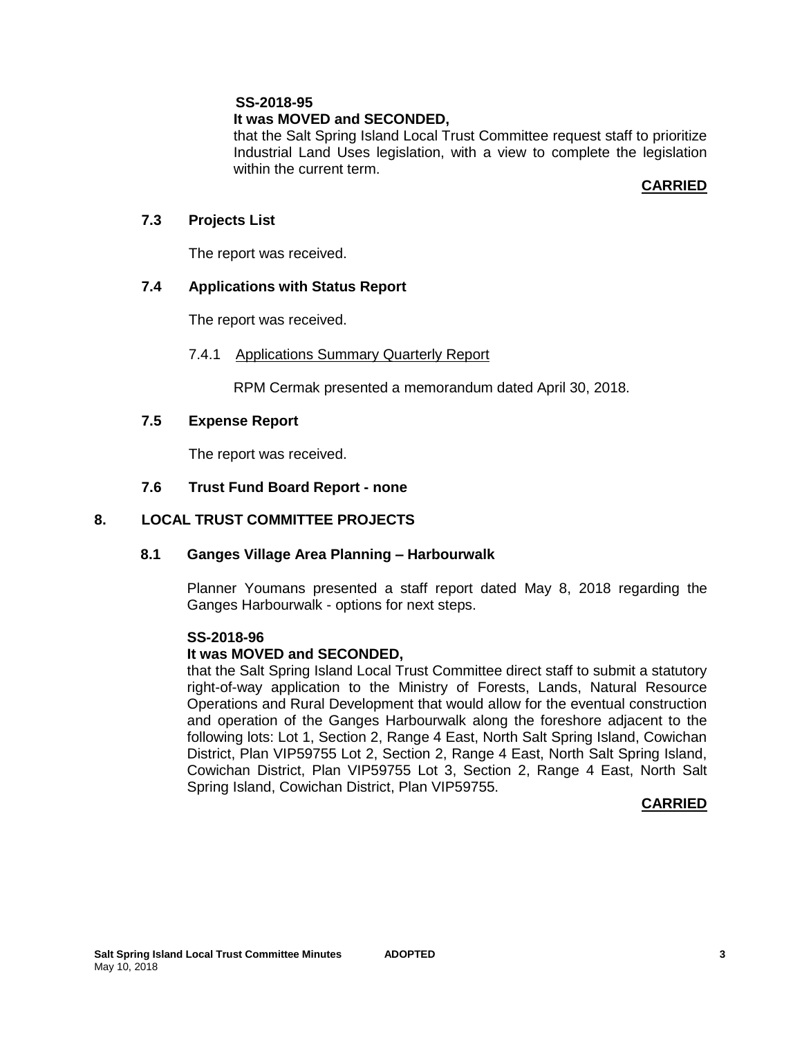**SS-2018-95**
**It was MOVED and SECONDED,**

that the Salt Spring Island Local Trust Committee request staff to prioritize Industrial Land Uses legislation, with a view to complete the legislation within the current term.

**CARRIED**

### 7.3 Projects List

The report was received.

### 7.4 Applications with Status Report

The report was received.

#### 7.4.1 Applications Summary Quarterly Report

RPM Cermak presented a memorandum dated April 30, 2018.

### 7.5 Expense Report

The report was received.

### 7.6 Trust Fund Board Report - none

## 8. LOCAL TRUST COMMITTEE PROJECTS

### 8.1 Ganges Village Area Planning – Harbourwalk

Planner Youmans presented a staff report dated May 8, 2018 regarding the Ganges Harbourwalk - options for next steps.

**SS-2018-96**
**It was MOVED and SECONDED,**

that the Salt Spring Island Local Trust Committee direct staff to submit a statutory right-of-way application to the Ministry of Forests, Lands, Natural Resource Operations and Rural Development that would allow for the eventual construction and operation of the Ganges Harbourwalk along the foreshore adjacent to the following lots: Lot 1, Section 2, Range 4 East, North Salt Spring Island, Cowichan District, Plan VIP59755 Lot 2, Section 2, Range 4 East, North Salt Spring Island, Cowichan District, Plan VIP59755 Lot 3, Section 2, Range 4 East, North Salt Spring Island, Cowichan District, Plan VIP59755.

**CARRIED**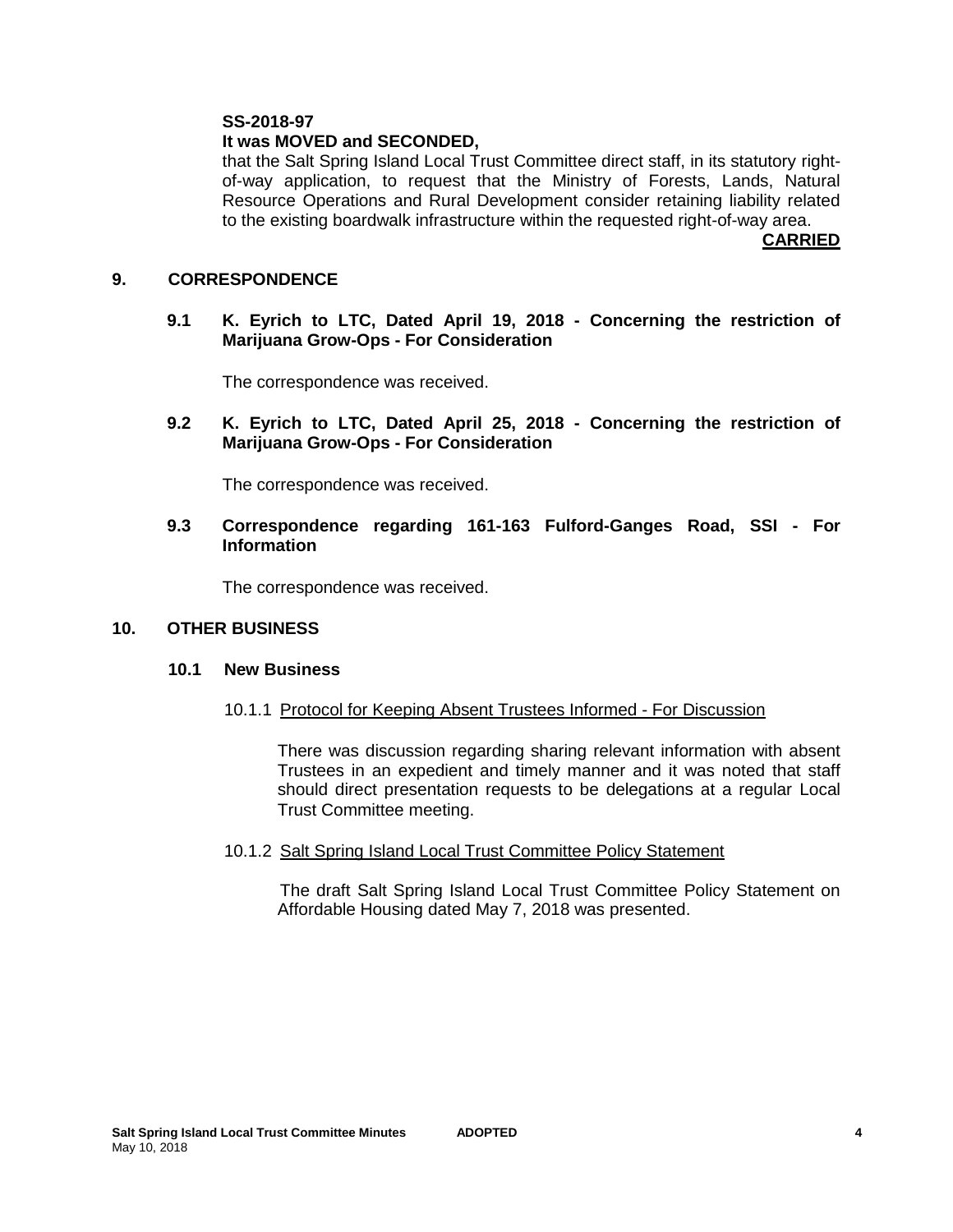**SS-2018-97**
**It was MOVED and SECONDED,**

that the Salt Spring Island Local Trust Committee direct staff, in its statutory right-of-way application, to request that the Ministry of Forests, Lands, Natural Resource Operations and Rural Development consider retaining liability related to the existing boardwalk infrastructure within the requested right-of-way area.

**CARRIED**

## 9. CORRESPONDENCE

### 9.1 K. Eyrich to LTC, Dated April 19, 2018 - Concerning the restriction of Marijuana Grow-Ops - For Consideration

The correspondence was received.

### 9.2 K. Eyrich to LTC, Dated April 25, 2018 - Concerning the restriction of Marijuana Grow-Ops - For Consideration

The correspondence was received.

### 9.3 Correspondence regarding 161-163 Fulford-Ganges Road, SSI - For Information

The correspondence was received.

## 10. OTHER BUSINESS

### 10.1 New Business

10.1.1 Protocol for Keeping Absent Trustees Informed - For Discussion

There was discussion regarding sharing relevant information with absent Trustees in an expedient and timely manner and it was noted that staff should direct presentation requests to be delegations at a regular Local Trust Committee meeting.

10.1.2 Salt Spring Island Local Trust Committee Policy Statement

The draft Salt Spring Island Local Trust Committee Policy Statement on Affordable Housing dated May 7, 2018 was presented.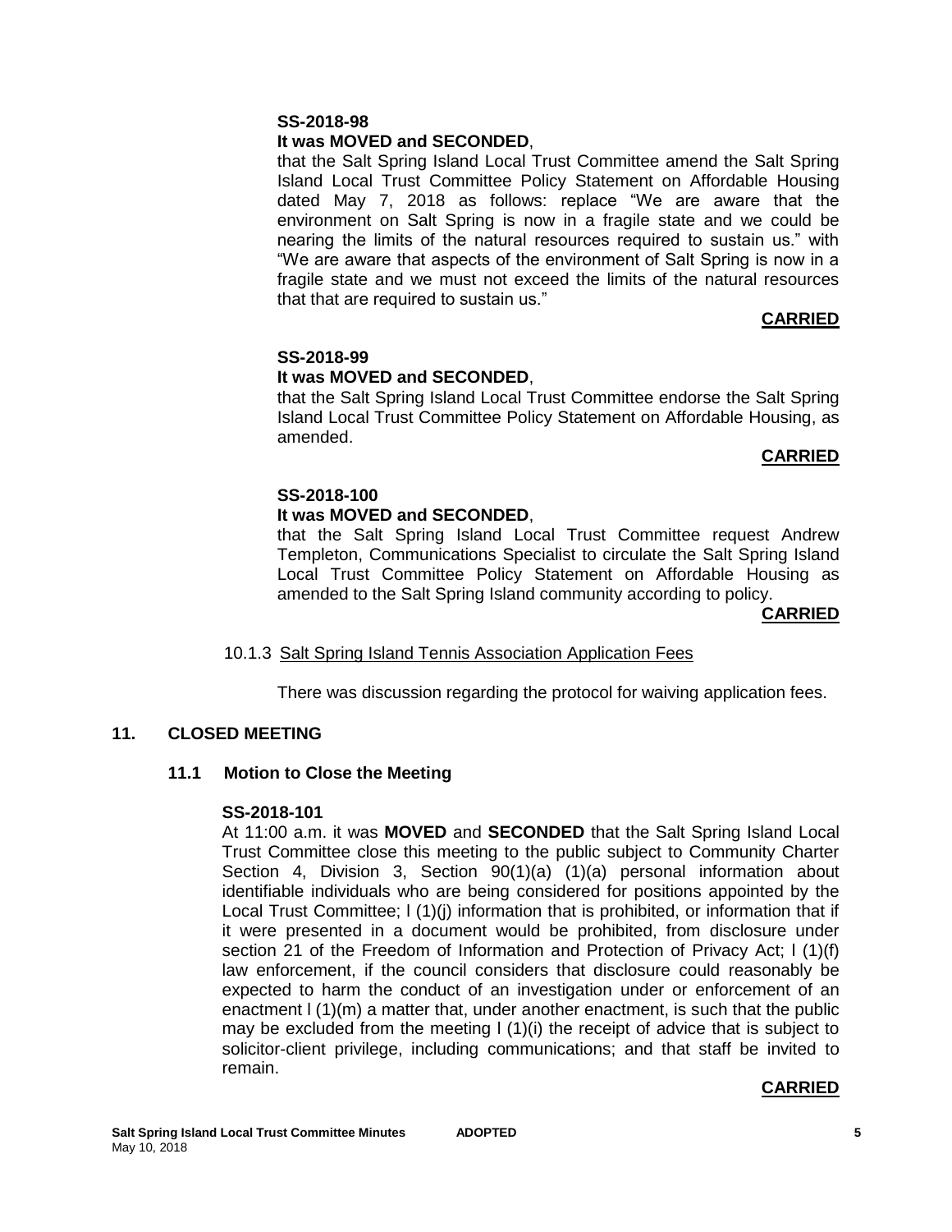**SS-2018-98**

**It was MOVED and SECONDED**,

that the Salt Spring Island Local Trust Committee amend the Salt Spring Island Local Trust Committee Policy Statement on Affordable Housing dated May 7, 2018 as follows: replace "We are aware that the environment on Salt Spring is now in a fragile state and we could be nearing the limits of the natural resources required to sustain us." with "We are aware that aspects of the environment of Salt Spring is now in a fragile state and we must not exceed the limits of the natural resources that that are required to sustain us."

**CARRIED**

**SS-2018-99**

**It was MOVED and SECONDED**,

that the Salt Spring Island Local Trust Committee endorse the Salt Spring Island Local Trust Committee Policy Statement on Affordable Housing, as amended.

**CARRIED**

**SS-2018-100**

**It was MOVED and SECONDED**,

that the Salt Spring Island Local Trust Committee request Andrew Templeton, Communications Specialist to circulate the Salt Spring Island Local Trust Committee Policy Statement on Affordable Housing as amended to the Salt Spring Island community according to policy.

**CARRIED**

10.1.3 Salt Spring Island Tennis Association Application Fees

There was discussion regarding the protocol for waiving application fees.

## 11. CLOSED MEETING

### 11.1 Motion to Close the Meeting

**SS-2018-101**

At 11:00 a.m. it was **MOVED** and **SECONDED** that the Salt Spring Island Local Trust Committee close this meeting to the public subject to Community Charter Section 4, Division 3, Section 90(1)(a) (1)(a) personal information about identifiable individuals who are being considered for positions appointed by the Local Trust Committee; l (1)(j) information that is prohibited, or information that if it were presented in a document would be prohibited, from disclosure under section 21 of the Freedom of Information and Protection of Privacy Act; l (1)(f) law enforcement, if the council considers that disclosure could reasonably be expected to harm the conduct of an investigation under or enforcement of an enactment l (1)(m) a matter that, under another enactment, is such that the public may be excluded from the meeting l (1)(i) the receipt of advice that is subject to solicitor-client privilege, including communications; and that staff be invited to remain.

**CARRIED**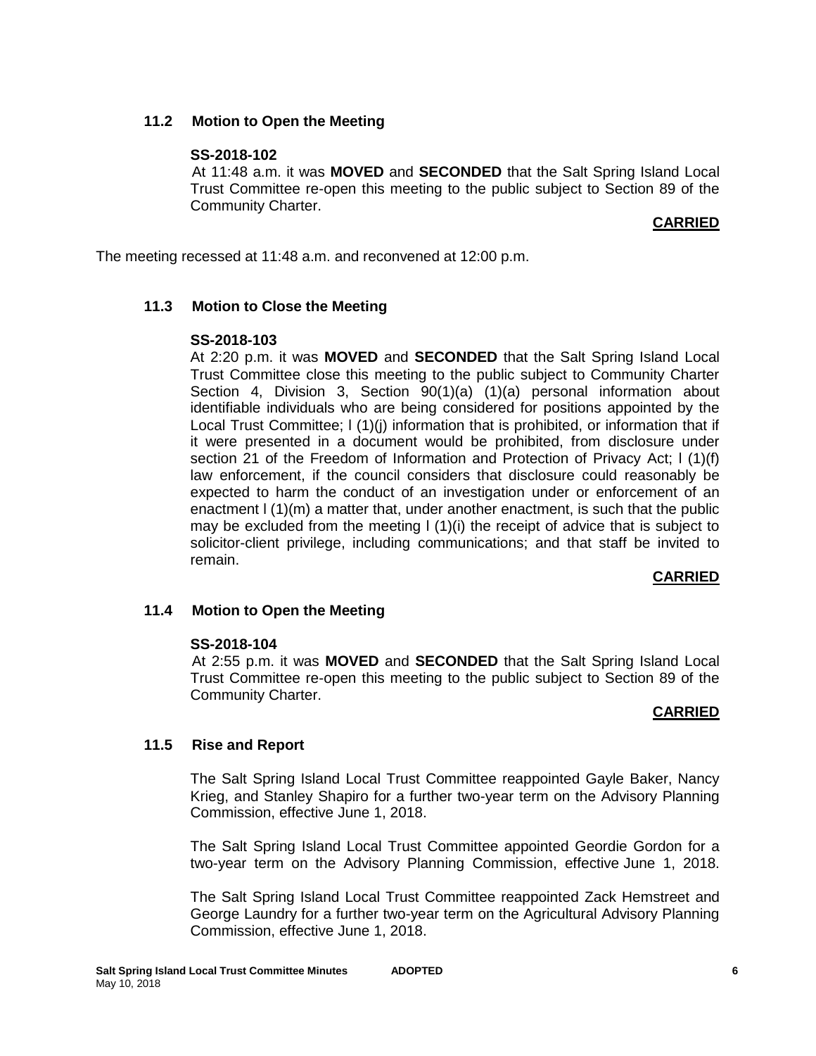### 11.2 Motion to Open the Meeting

**SS-2018-102**

At 11:48 a.m. it was **MOVED** and **SECONDED** that the Salt Spring Island Local Trust Committee re-open this meeting to the public subject to Section 89 of the Community Charter.

**CARRIED**

The meeting recessed at 11:48 a.m. and reconvened at 12:00 p.m.

### 11.3 Motion to Close the Meeting

**SS-2018-103**

At 2:20 p.m. it was **MOVED** and **SECONDED** that the Salt Spring Island Local Trust Committee close this meeting to the public subject to Community Charter Section 4, Division 3, Section 90(1)(a) (1)(a) personal information about identifiable individuals who are being considered for positions appointed by the Local Trust Committee; l (1)(j) information that is prohibited, or information that if it were presented in a document would be prohibited, from disclosure under section 21 of the Freedom of Information and Protection of Privacy Act; l (1)(f) law enforcement, if the council considers that disclosure could reasonably be expected to harm the conduct of an investigation under or enforcement of an enactment l (1)(m) a matter that, under another enactment, is such that the public may be excluded from the meeting l (1)(i) the receipt of advice that is subject to solicitor-client privilege, including communications; and that staff be invited to remain.

**CARRIED**

### 11.4 Motion to Open the Meeting

**SS-2018-104**

At 2:55 p.m. it was **MOVED** and **SECONDED** that the Salt Spring Island Local Trust Committee re-open this meeting to the public subject to Section 89 of the Community Charter.

**CARRIED**

### 11.5 Rise and Report

The Salt Spring Island Local Trust Committee reappointed Gayle Baker, Nancy Krieg, and Stanley Shapiro for a further two-year term on the Advisory Planning Commission, effective June 1, 2018.

The Salt Spring Island Local Trust Committee appointed Geordie Gordon for a two-year term on the Advisory Planning Commission, effective June 1, 2018.

The Salt Spring Island Local Trust Committee reappointed Zack Hemstreet and George Laundry for a further two-year term on the Agricultural Advisory Planning Commission, effective June 1, 2018.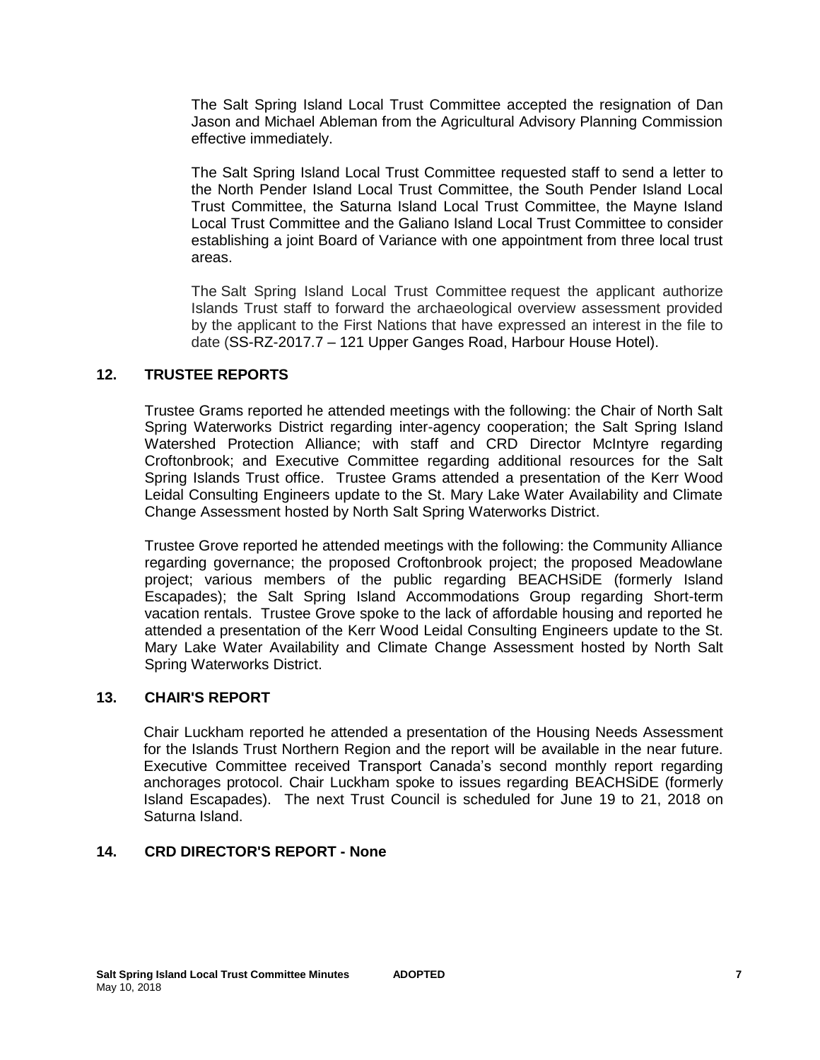The Salt Spring Island Local Trust Committee accepted the resignation of Dan Jason and Michael Ableman from the Agricultural Advisory Planning Commission effective immediately.

The Salt Spring Island Local Trust Committee requested staff to send a letter to the North Pender Island Local Trust Committee, the South Pender Island Local Trust Committee, the Saturna Island Local Trust Committee, the Mayne Island Local Trust Committee and the Galiano Island Local Trust Committee to consider establishing a joint Board of Variance with one appointment from three local trust areas.

The Salt Spring Island Local Trust Committee request the applicant authorize Islands Trust staff to forward the archaeological overview assessment provided by the applicant to the First Nations that have expressed an interest in the file to date (SS-RZ-2017.7 – 121 Upper Ganges Road, Harbour House Hotel).

## 12. TRUSTEE REPORTS

Trustee Grams reported he attended meetings with the following: the Chair of North Salt Spring Waterworks District regarding inter-agency cooperation; the Salt Spring Island Watershed Protection Alliance; with staff and CRD Director McIntyre regarding Croftonbrook; and Executive Committee regarding additional resources for the Salt Spring Islands Trust office. Trustee Grams attended a presentation of the Kerr Wood Leidal Consulting Engineers update to the St. Mary Lake Water Availability and Climate Change Assessment hosted by North Salt Spring Waterworks District.

Trustee Grove reported he attended meetings with the following: the Community Alliance regarding governance; the proposed Croftonbrook project; the proposed Meadowlane project; various members of the public regarding BEACHSiDE (formerly Island Escapades); the Salt Spring Island Accommodations Group regarding Short-term vacation rentals. Trustee Grove spoke to the lack of affordable housing and reported he attended a presentation of the Kerr Wood Leidal Consulting Engineers update to the St. Mary Lake Water Availability and Climate Change Assessment hosted by North Salt Spring Waterworks District.

## 13. CHAIR'S REPORT

Chair Luckham reported he attended a presentation of the Housing Needs Assessment for the Islands Trust Northern Region and the report will be available in the near future. Executive Committee received Transport Canada's second monthly report regarding anchorages protocol. Chair Luckham spoke to issues regarding BEACHSiDE (formerly Island Escapades). The next Trust Council is scheduled for June 19 to 21, 2018 on Saturna Island.

## 14. CRD DIRECTOR'S REPORT - None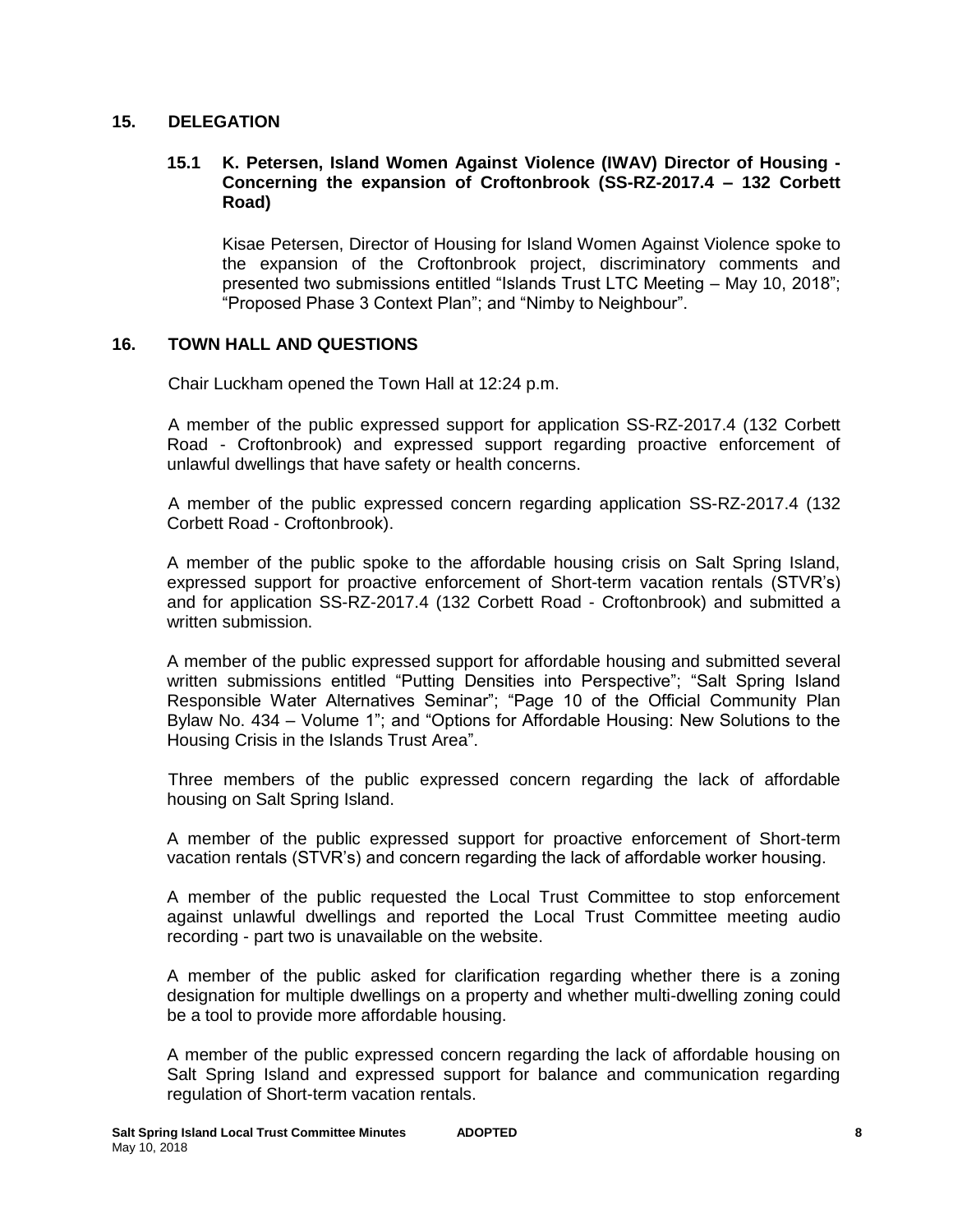## 15. DELEGATION

### 15.1 K. Petersen, Island Women Against Violence (IWAV) Director of Housing - Concerning the expansion of Croftonbrook (SS-RZ-2017.4 – 132 Corbett Road)

Kisae Petersen, Director of Housing for Island Women Against Violence spoke to the expansion of the Croftonbrook project, discriminatory comments and presented two submissions entitled "Islands Trust LTC Meeting – May 10, 2018"; "Proposed Phase 3 Context Plan"; and "Nimby to Neighbour".

## 16. TOWN HALL AND QUESTIONS

Chair Luckham opened the Town Hall at 12:24 p.m.

A member of the public expressed support for application SS-RZ-2017.4 (132 Corbett Road - Croftonbrook) and expressed support regarding proactive enforcement of unlawful dwellings that have safety or health concerns.

A member of the public expressed concern regarding application SS-RZ-2017.4 (132 Corbett Road - Croftonbrook).

A member of the public spoke to the affordable housing crisis on Salt Spring Island, expressed support for proactive enforcement of Short-term vacation rentals (STVR's) and for application SS-RZ-2017.4 (132 Corbett Road - Croftonbrook) and submitted a written submission.

A member of the public expressed support for affordable housing and submitted several written submissions entitled "Putting Densities into Perspective"; "Salt Spring Island Responsible Water Alternatives Seminar"; "Page 10 of the Official Community Plan Bylaw No. 434 – Volume 1"; and "Options for Affordable Housing: New Solutions to the Housing Crisis in the Islands Trust Area".

Three members of the public expressed concern regarding the lack of affordable housing on Salt Spring Island.

A member of the public expressed support for proactive enforcement of Short-term vacation rentals (STVR's) and concern regarding the lack of affordable worker housing.

A member of the public requested the Local Trust Committee to stop enforcement against unlawful dwellings and reported the Local Trust Committee meeting audio recording - part two is unavailable on the website.

A member of the public asked for clarification regarding whether there is a zoning designation for multiple dwellings on a property and whether multi-dwelling zoning could be a tool to provide more affordable housing.

A member of the public expressed concern regarding the lack of affordable housing on Salt Spring Island and expressed support for balance and communication regarding regulation of Short-term vacation rentals.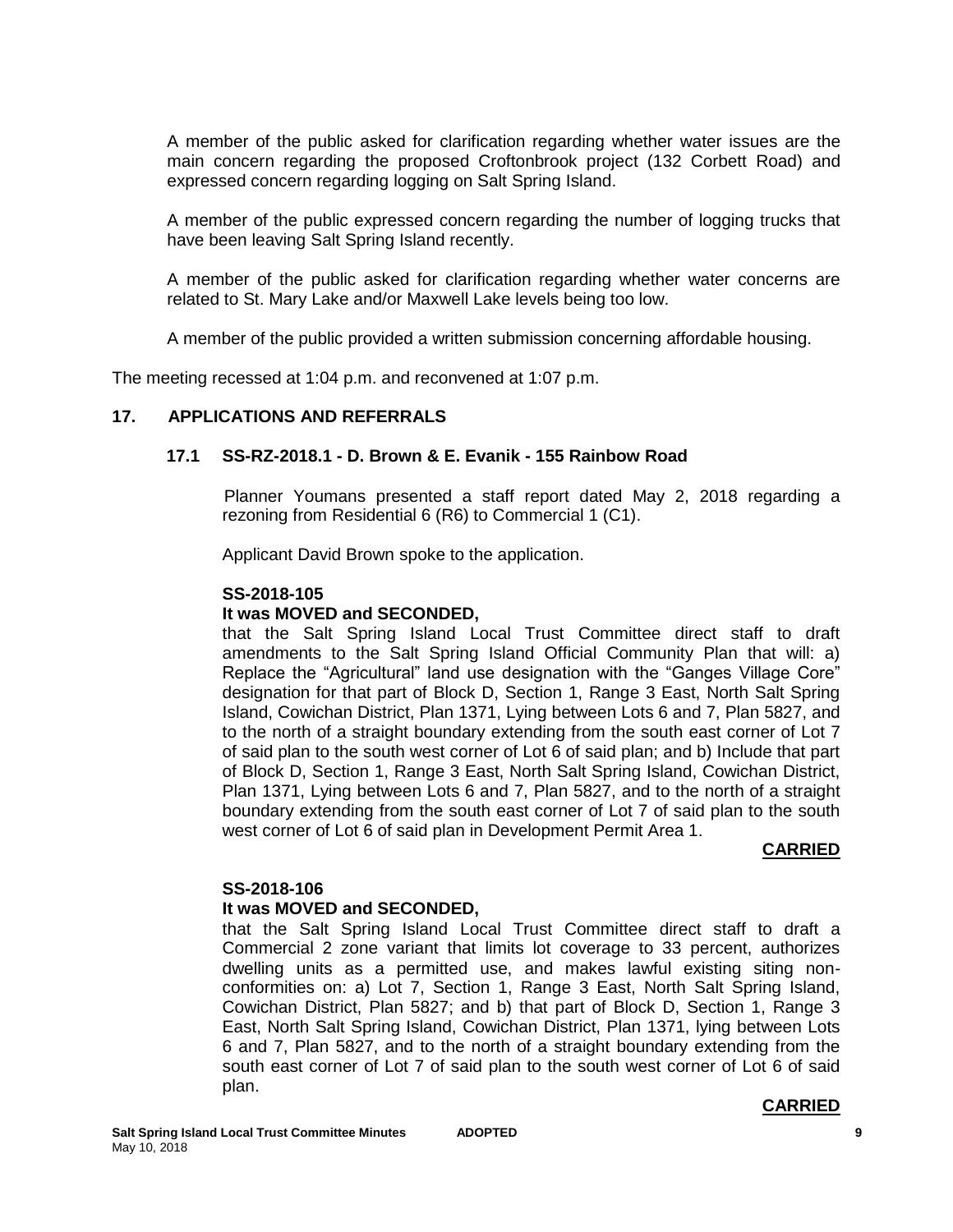A member of the public asked for clarification regarding whether water issues are the main concern regarding the proposed Croftonbrook project (132 Corbett Road) and expressed concern regarding logging on Salt Spring Island.

A member of the public expressed concern regarding the number of logging trucks that have been leaving Salt Spring Island recently.

A member of the public asked for clarification regarding whether water concerns are related to St. Mary Lake and/or Maxwell Lake levels being too low.

A member of the public provided a written submission concerning affordable housing.

The meeting recessed at 1:04 p.m. and reconvened at 1:07 p.m.

## 17. APPLICATIONS AND REFERRALS

### 17.1 SS-RZ-2018.1 - D. Brown & E. Evanik - 155 Rainbow Road

Planner Youmans presented a staff report dated May 2, 2018 regarding a rezoning from Residential 6 (R6) to Commercial 1 (C1).

Applicant David Brown spoke to the application.

**SS-2018-105**
**It was MOVED and SECONDED,**

that the Salt Spring Island Local Trust Committee direct staff to draft amendments to the Salt Spring Island Official Community Plan that will: a) Replace the "Agricultural" land use designation with the "Ganges Village Core" designation for that part of Block D, Section 1, Range 3 East, North Salt Spring Island, Cowichan District, Plan 1371, Lying between Lots 6 and 7, Plan 5827, and to the north of a straight boundary extending from the south east corner of Lot 7 of said plan to the south west corner of Lot 6 of said plan; and b) Include that part of Block D, Section 1, Range 3 East, North Salt Spring Island, Cowichan District, Plan 1371, Lying between Lots 6 and 7, Plan 5827, and to the north of a straight boundary extending from the south east corner of Lot 7 of said plan to the south west corner of Lot 6 of said plan in Development Permit Area 1.

**CARRIED**

**SS-2018-106**
**It was MOVED and SECONDED,**

that the Salt Spring Island Local Trust Committee direct staff to draft a Commercial 2 zone variant that limits lot coverage to 33 percent, authorizes dwelling units as a permitted use, and makes lawful existing siting non-conformities on: a) Lot 7, Section 1, Range 3 East, North Salt Spring Island, Cowichan District, Plan 5827; and b) that part of Block D, Section 1, Range 3 East, North Salt Spring Island, Cowichan District, Plan 1371, lying between Lots 6 and 7, Plan 5827, and to the north of a straight boundary extending from the south east corner of Lot 7 of said plan to the south west corner of Lot 6 of said plan.

**CARRIED**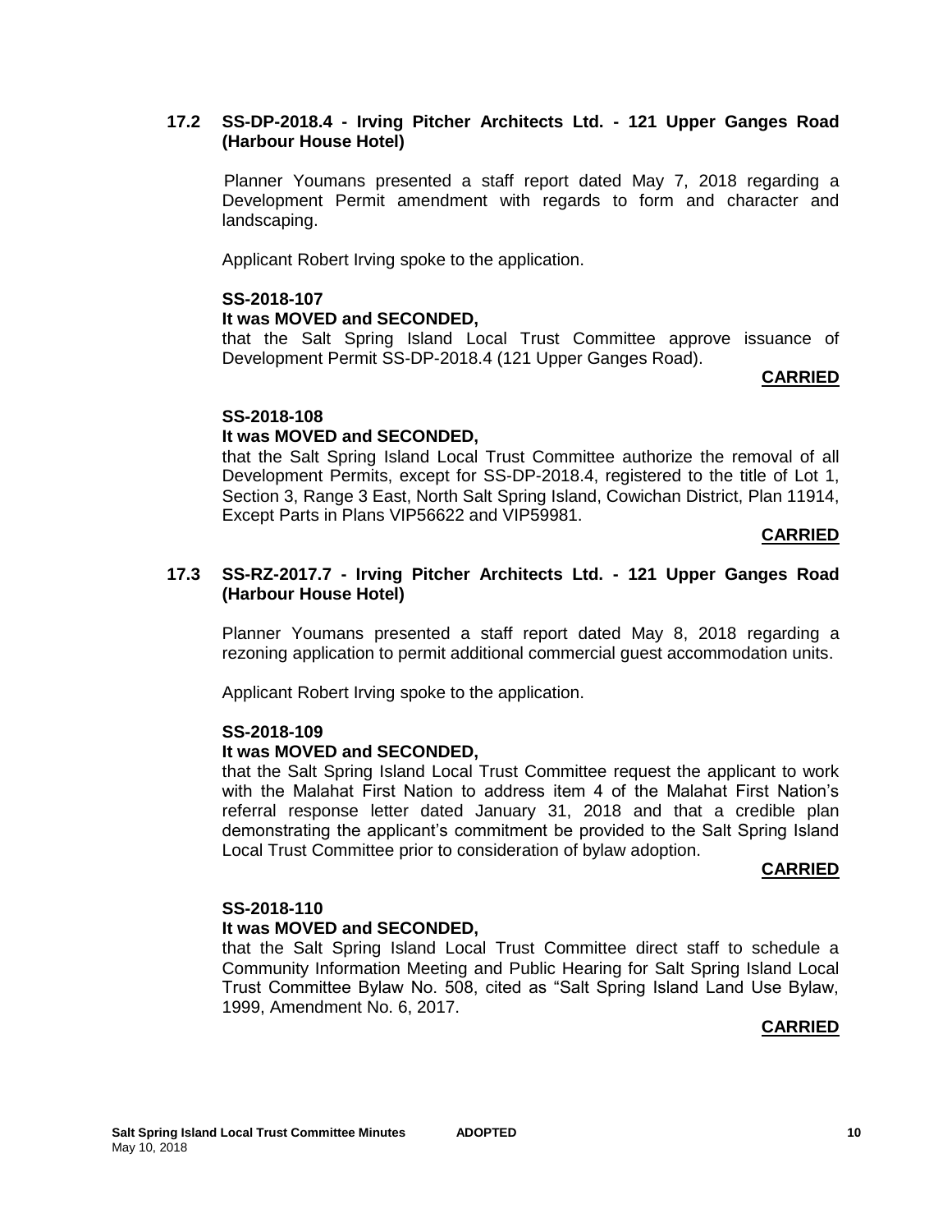### 17.2 SS-DP-2018.4 - Irving Pitcher Architects Ltd. - 121 Upper Ganges Road (Harbour House Hotel)

Planner Youmans presented a staff report dated May 7, 2018 regarding a Development Permit amendment with regards to form and character and landscaping.

Applicant Robert Irving spoke to the application.

**SS-2018-107**
**It was MOVED and SECONDED,**
that the Salt Spring Island Local Trust Committee approve issuance of Development Permit SS-DP-2018.4 (121 Upper Ganges Road).

**CARRIED**

**SS-2018-108**
**It was MOVED and SECONDED,**
that the Salt Spring Island Local Trust Committee authorize the removal of all Development Permits, except for SS-DP-2018.4, registered to the title of Lot 1, Section 3, Range 3 East, North Salt Spring Island, Cowichan District, Plan 11914, Except Parts in Plans VIP56622 and VIP59981.

**CARRIED**

### 17.3 SS-RZ-2017.7 - Irving Pitcher Architects Ltd. - 121 Upper Ganges Road (Harbour House Hotel)

Planner Youmans presented a staff report dated May 8, 2018 regarding a rezoning application to permit additional commercial guest accommodation units.

Applicant Robert Irving spoke to the application.

**SS-2018-109**
**It was MOVED and SECONDED,**
that the Salt Spring Island Local Trust Committee request the applicant to work with the Malahat First Nation to address item 4 of the Malahat First Nation's referral response letter dated January 31, 2018 and that a credible plan demonstrating the applicant's commitment be provided to the Salt Spring Island Local Trust Committee prior to consideration of bylaw adoption.

**CARRIED**

**SS-2018-110**
**It was MOVED and SECONDED,**
that the Salt Spring Island Local Trust Committee direct staff to schedule a Community Information Meeting and Public Hearing for Salt Spring Island Local Trust Committee Bylaw No. 508, cited as "Salt Spring Island Land Use Bylaw, 1999, Amendment No. 6, 2017.

**CARRIED**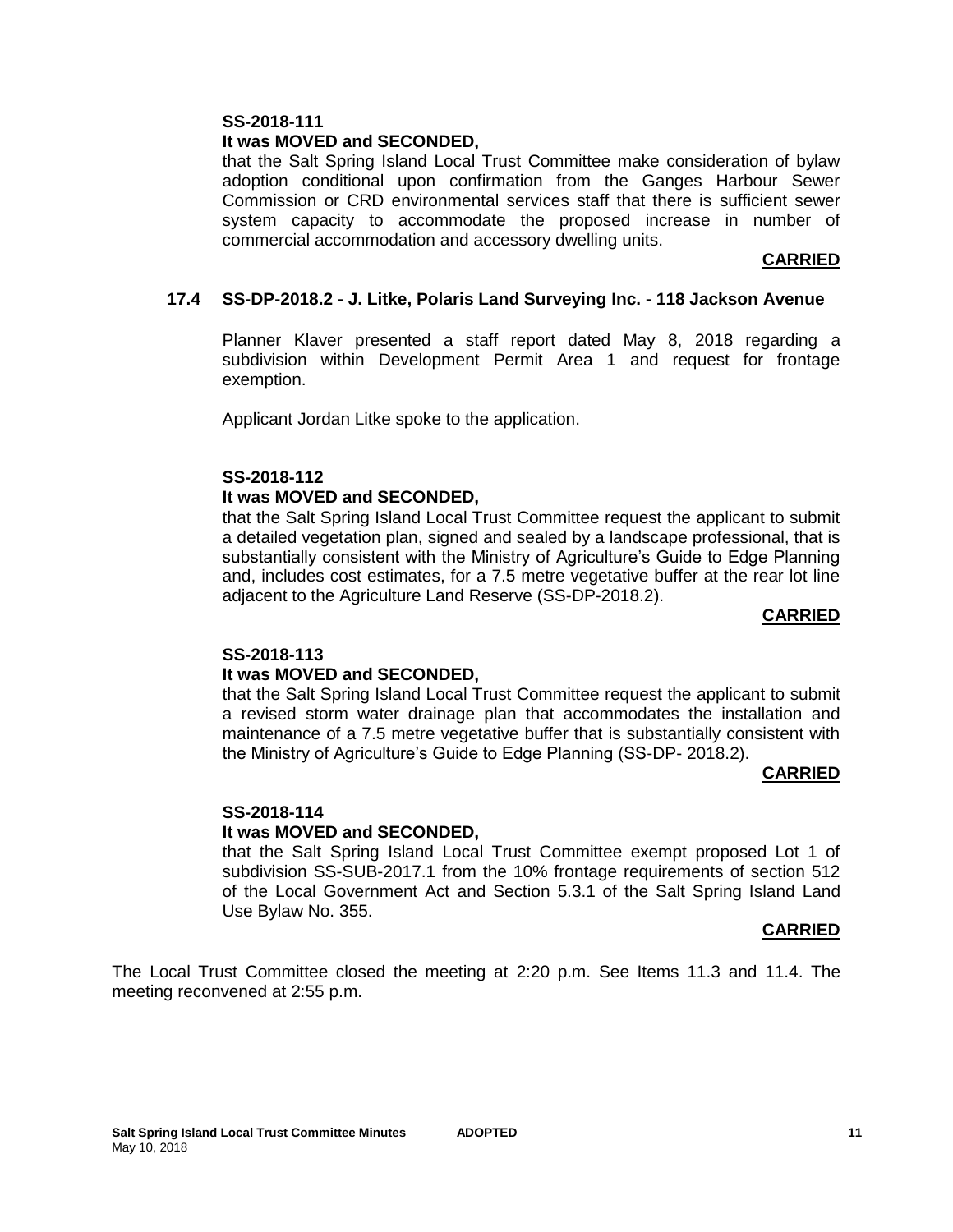**SS-2018-111**

**It was MOVED and SECONDED,**

that the Salt Spring Island Local Trust Committee make consideration of bylaw adoption conditional upon confirmation from the Ganges Harbour Sewer Commission or CRD environmental services staff that there is sufficient sewer system capacity to accommodate the proposed increase in number of commercial accommodation and accessory dwelling units.

**CARRIED**

### 17.4 SS-DP-2018.2 - J. Litke, Polaris Land Surveying Inc. - 118 Jackson Avenue

Planner Klaver presented a staff report dated May 8, 2018 regarding a subdivision within Development Permit Area 1 and request for frontage exemption.

Applicant Jordan Litke spoke to the application.

**SS-2018-112**

**It was MOVED and SECONDED,**

that the Salt Spring Island Local Trust Committee request the applicant to submit a detailed vegetation plan, signed and sealed by a landscape professional, that is substantially consistent with the Ministry of Agriculture's Guide to Edge Planning and, includes cost estimates, for a 7.5 metre vegetative buffer at the rear lot line adjacent to the Agriculture Land Reserve (SS-DP-2018.2).

**CARRIED**

**SS-2018-113**

**It was MOVED and SECONDED,**

that the Salt Spring Island Local Trust Committee request the applicant to submit a revised storm water drainage plan that accommodates the installation and maintenance of a 7.5 metre vegetative buffer that is substantially consistent with the Ministry of Agriculture's Guide to Edge Planning (SS-DP- 2018.2).

**CARRIED**

**SS-2018-114**

**It was MOVED and SECONDED,**

that the Salt Spring Island Local Trust Committee exempt proposed Lot 1 of subdivision SS-SUB-2017.1 from the 10% frontage requirements of section 512 of the Local Government Act and Section 5.3.1 of the Salt Spring Island Land Use Bylaw No. 355.

**CARRIED**

The Local Trust Committee closed the meeting at 2:20 p.m. See Items 11.3 and 11.4. The meeting reconvened at 2:55 p.m.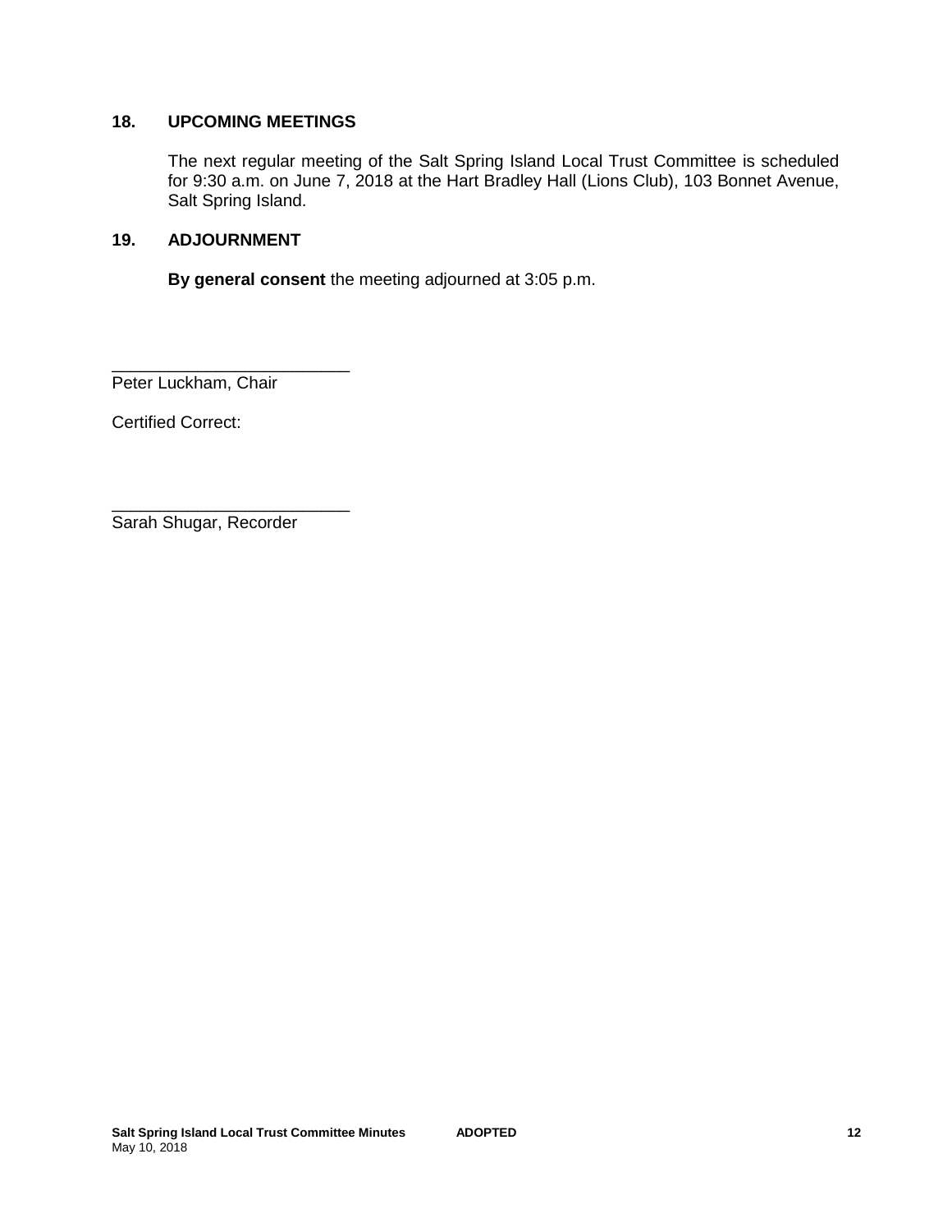## 18. UPCOMING MEETINGS

The next regular meeting of the Salt Spring Island Local Trust Committee is scheduled for 9:30 a.m. on June 7, 2018 at the Hart Bradley Hall (Lions Club), 103 Bonnet Avenue, Salt Spring Island.

## 19. ADJOURNMENT

**By general consent** the meeting adjourned at 3:05 p.m.

_________________________
Peter Luckham, Chair

Certified Correct:

_________________________
Sarah Shugar, Recorder